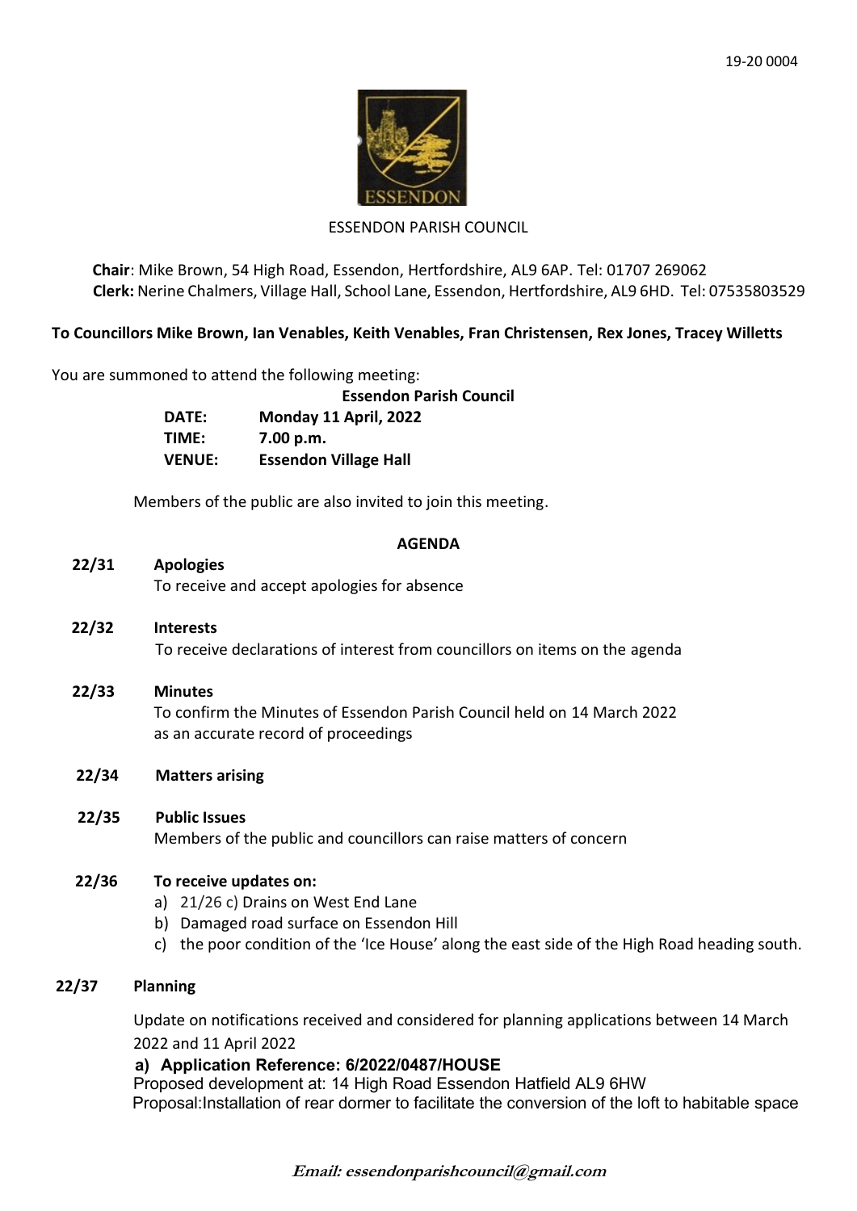19-20 0004

ESSENDON PARISH COUNCIL

**Chair**: Mike Brown, 54 High Road, Essendon, Hertfordshire, AL9 6AP. Tel: 01707 269062
**Clerk:** Nerine Chalmers, Village Hall, School Lane, Essendon, Hertfordshire, AL9 6HD. Tel: 07535803529

**To Councillors Mike Brown, Ian Venables, Keith Venables, Fran Christensen, Rex Jones, Tracey Willetts**

You are summoned to attend the following meeting:

**Essendon Parish Council**

| | |
|---|---|
| **DATE:** | **Monday 11 April, 2022** |
| **TIME:** | **7.00 p.m.** |
| **VENUE:** | **Essendon Village Hall** |

Members of the public are also invited to join this meeting.

## AGENDA

**22/31 Apologies**
To receive and accept apologies for absence

**22/32 Interests**
To receive declarations of interest from councillors on items on the agenda

**22/33 Minutes**
To confirm the Minutes of Essendon Parish Council held on 14 March 2022 as an accurate record of proceedings

**22/34 Matters arising**

**22/35 Public Issues**
Members of the public and councillors can raise matters of concern

**22/36 To receive updates on:**

a) 21/26 c) Drains on West End Lane
b) Damaged road surface on Essendon Hill
c) the poor condition of the 'Ice House' along the east side of the High Road heading south.

**22/37 Planning**

Update on notifications received and considered for planning applications between 14 March 2022 and 11 April 2022

**a) Application Reference: 6/2022/0487/HOUSE**
Proposed development at: 14 High Road Essendon Hatfield AL9 6HW
Proposal:Installation of rear dormer to facilitate the conversion of the loft to habitable space

*Email: essendonparishcouncil@gmail.com*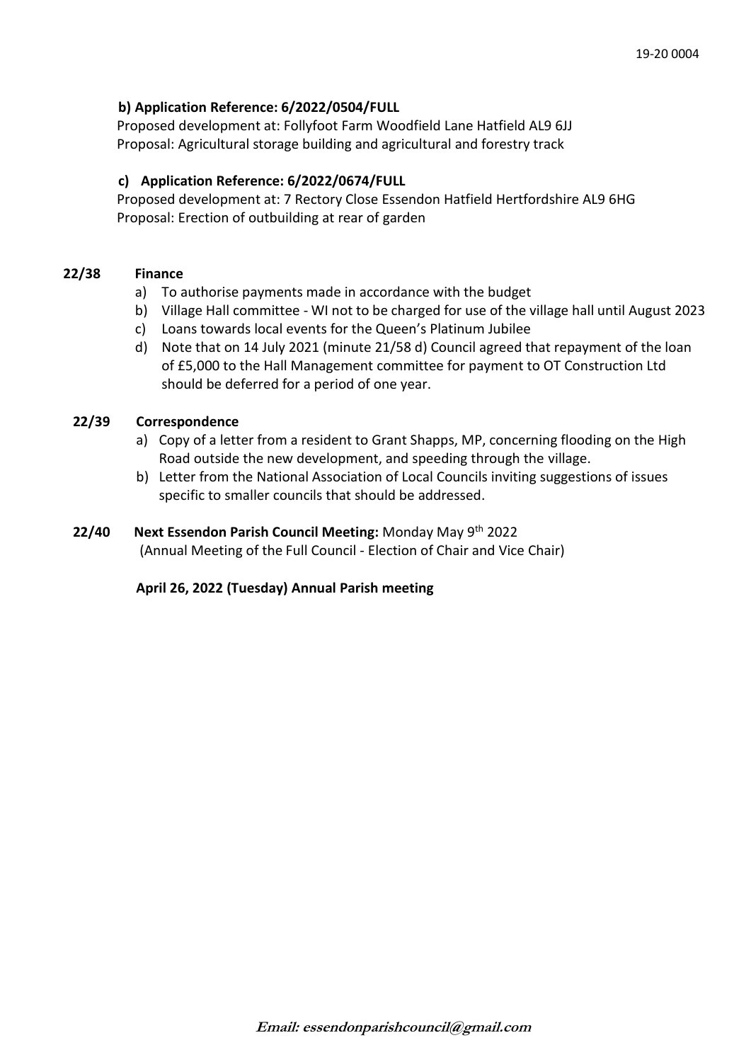**b) Application Reference: 6/2022/0504/FULL**

Proposed development at: Follyfoot Farm Woodfield Lane Hatfield AL9 6JJ
Proposal: Agricultural storage building and agricultural and forestry track

**c) Application Reference: 6/2022/0674/FULL**

Proposed development at: 7 Rectory Close Essendon Hatfield Hertfordshire AL9 6HG
Proposal: Erection of outbuilding at rear of garden

**22/38 Finance**

a) To authorise payments made in accordance with the budget
b) Village Hall committee - WI not to be charged for use of the village hall until August 2023
c) Loans towards local events for the Queen's Platinum Jubilee
d) Note that on 14 July 2021 (minute 21/58 d) Council agreed that repayment of the loan of £5,000 to the Hall Management committee for payment to OT Construction Ltd should be deferred for a period of one year.

**22/39 Correspondence**

a) Copy of a letter from a resident to Grant Shapps, MP, concerning flooding on the High Road outside the new development, and speeding through the village.
b) Letter from the National Association of Local Councils inviting suggestions of issues specific to smaller councils that should be addressed.

**22/40 Next Essendon Parish Council Meeting:** Monday May 9th 2022
(Annual Meeting of the Full Council - Election of Chair and Vice Chair)

**April 26, 2022 (Tuesday) Annual Parish meeting**

**Email: essendonparishcouncil@gmail.com**